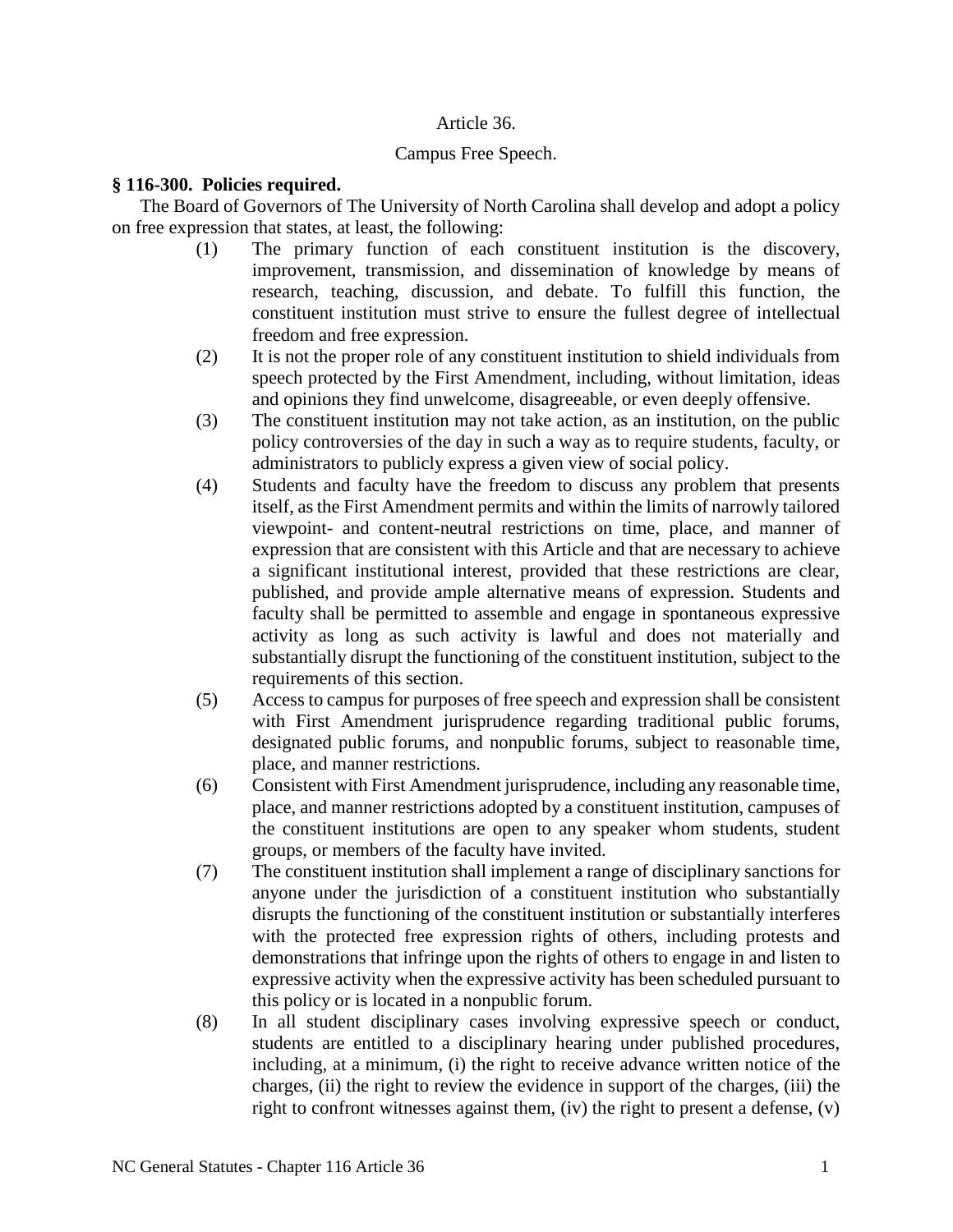# Article 36.

## Campus Free Speech.

**§ 116-300. Policies required.**

The Board of Governors of The University of North Carolina shall develop and adopt a policy on free expression that states, at least, the following:

(1) The primary function of each constituent institution is the discovery, improvement, transmission, and dissemination of knowledge by means of research, teaching, discussion, and debate. To fulfill this function, the constituent institution must strive to ensure the fullest degree of intellectual freedom and free expression.

(2) It is not the proper role of any constituent institution to shield individuals from speech protected by the First Amendment, including, without limitation, ideas and opinions they find unwelcome, disagreeable, or even deeply offensive.

(3) The constituent institution may not take action, as an institution, on the public policy controversies of the day in such a way as to require students, faculty, or administrators to publicly express a given view of social policy.

(4) Students and faculty have the freedom to discuss any problem that presents itself, as the First Amendment permits and within the limits of narrowly tailored viewpoint- and content-neutral restrictions on time, place, and manner of expression that are consistent with this Article and that are necessary to achieve a significant institutional interest, provided that these restrictions are clear, published, and provide ample alternative means of expression. Students and faculty shall be permitted to assemble and engage in spontaneous expressive activity as long as such activity is lawful and does not materially and substantially disrupt the functioning of the constituent institution, subject to the requirements of this section.

(5) Access to campus for purposes of free speech and expression shall be consistent with First Amendment jurisprudence regarding traditional public forums, designated public forums, and nonpublic forums, subject to reasonable time, place, and manner restrictions.

(6) Consistent with First Amendment jurisprudence, including any reasonable time, place, and manner restrictions adopted by a constituent institution, campuses of the constituent institutions are open to any speaker whom students, student groups, or members of the faculty have invited.

(7) The constituent institution shall implement a range of disciplinary sanctions for anyone under the jurisdiction of a constituent institution who substantially disrupts the functioning of the constituent institution or substantially interferes with the protected free expression rights of others, including protests and demonstrations that infringe upon the rights of others to engage in and listen to expressive activity when the expressive activity has been scheduled pursuant to this policy or is located in a nonpublic forum.

(8) In all student disciplinary cases involving expressive speech or conduct, students are entitled to a disciplinary hearing under published procedures, including, at a minimum, (i) the right to receive advance written notice of the charges, (ii) the right to review the evidence in support of the charges, (iii) the right to confront witnesses against them, (iv) the right to present a defense, (v)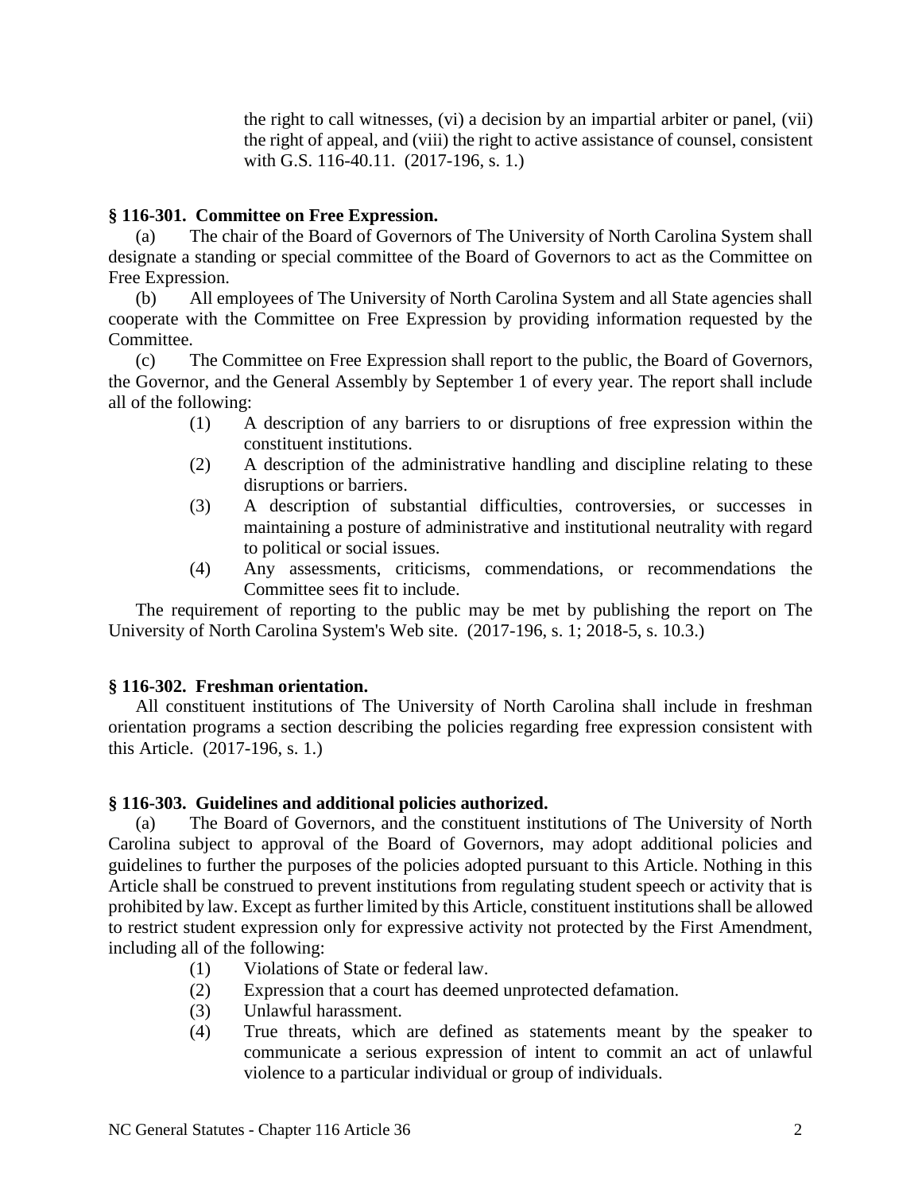the right to call witnesses, (vi) a decision by an impartial arbiter or panel, (vii) the right of appeal, and (viii) the right to active assistance of counsel, consistent with G.S. 116-40.11. (2017-196, s. 1.)

**§ 116-301. Committee on Free Expression.**

(a) The chair of the Board of Governors of The University of North Carolina System shall designate a standing or special committee of the Board of Governors to act as the Committee on Free Expression.

(b) All employees of The University of North Carolina System and all State agencies shall cooperate with the Committee on Free Expression by providing information requested by the Committee.

(c) The Committee on Free Expression shall report to the public, the Board of Governors, the Governor, and the General Assembly by September 1 of every year. The report shall include all of the following:

(1) A description of any barriers to or disruptions of free expression within the constituent institutions.

(2) A description of the administrative handling and discipline relating to these disruptions or barriers.

(3) A description of substantial difficulties, controversies, or successes in maintaining a posture of administrative and institutional neutrality with regard to political or social issues.

(4) Any assessments, criticisms, commendations, or recommendations the Committee sees fit to include.

The requirement of reporting to the public may be met by publishing the report on The University of North Carolina System's Web site. (2017-196, s. 1; 2018-5, s. 10.3.)

**§ 116-302. Freshman orientation.**

All constituent institutions of The University of North Carolina shall include in freshman orientation programs a section describing the policies regarding free expression consistent with this Article. (2017-196, s. 1.)

**§ 116-303. Guidelines and additional policies authorized.**

(a) The Board of Governors, and the constituent institutions of The University of North Carolina subject to approval of the Board of Governors, may adopt additional policies and guidelines to further the purposes of the policies adopted pursuant to this Article. Nothing in this Article shall be construed to prevent institutions from regulating student speech or activity that is prohibited by law. Except as further limited by this Article, constituent institutions shall be allowed to restrict student expression only for expressive activity not protected by the First Amendment, including all of the following:

(1) Violations of State or federal law.

(2) Expression that a court has deemed unprotected defamation.

(3) Unlawful harassment.

(4) True threats, which are defined as statements meant by the speaker to communicate a serious expression of intent to commit an act of unlawful violence to a particular individual or group of individuals.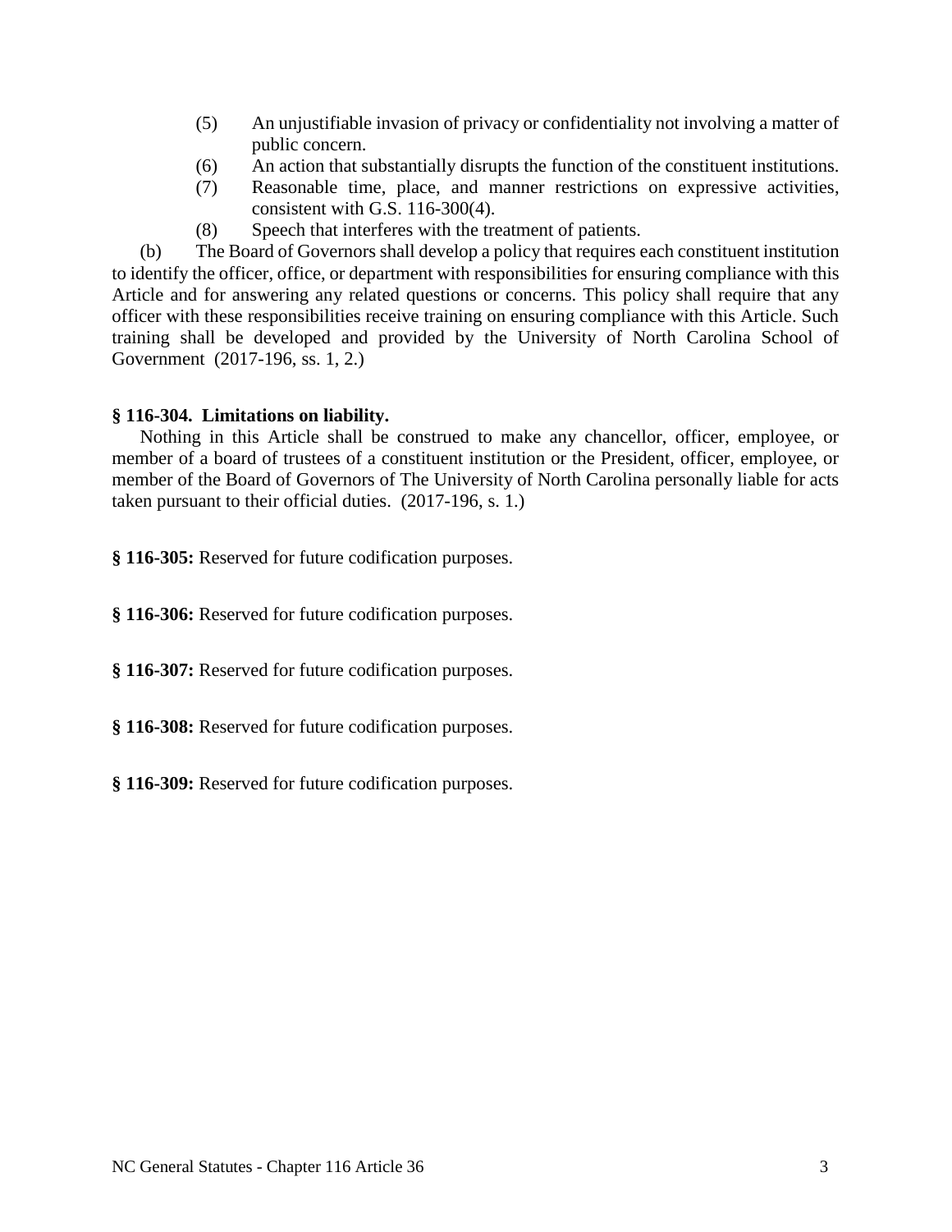(5) An unjustifiable invasion of privacy or confidentiality not involving a matter of public concern.
(6) An action that substantially disrupts the function of the constituent institutions.
(7) Reasonable time, place, and manner restrictions on expressive activities, consistent with G.S. 116-300(4).
(8) Speech that interferes with the treatment of patients.

(b) The Board of Governors shall develop a policy that requires each constituent institution to identify the officer, office, or department with responsibilities for ensuring compliance with this Article and for answering any related questions or concerns. This policy shall require that any officer with these responsibilities receive training on ensuring compliance with this Article. Such training shall be developed and provided by the University of North Carolina School of Government (2017-196, ss. 1, 2.)

**§ 116-304. Limitations on liability.**

Nothing in this Article shall be construed to make any chancellor, officer, employee, or member of a board of trustees of a constituent institution or the President, officer, employee, or member of the Board of Governors of The University of North Carolina personally liable for acts taken pursuant to their official duties. (2017-196, s. 1.)

**§ 116-305:** Reserved for future codification purposes.

**§ 116-306:** Reserved for future codification purposes.

**§ 116-307:** Reserved for future codification purposes.

**§ 116-308:** Reserved for future codification purposes.

**§ 116-309:** Reserved for future codification purposes.